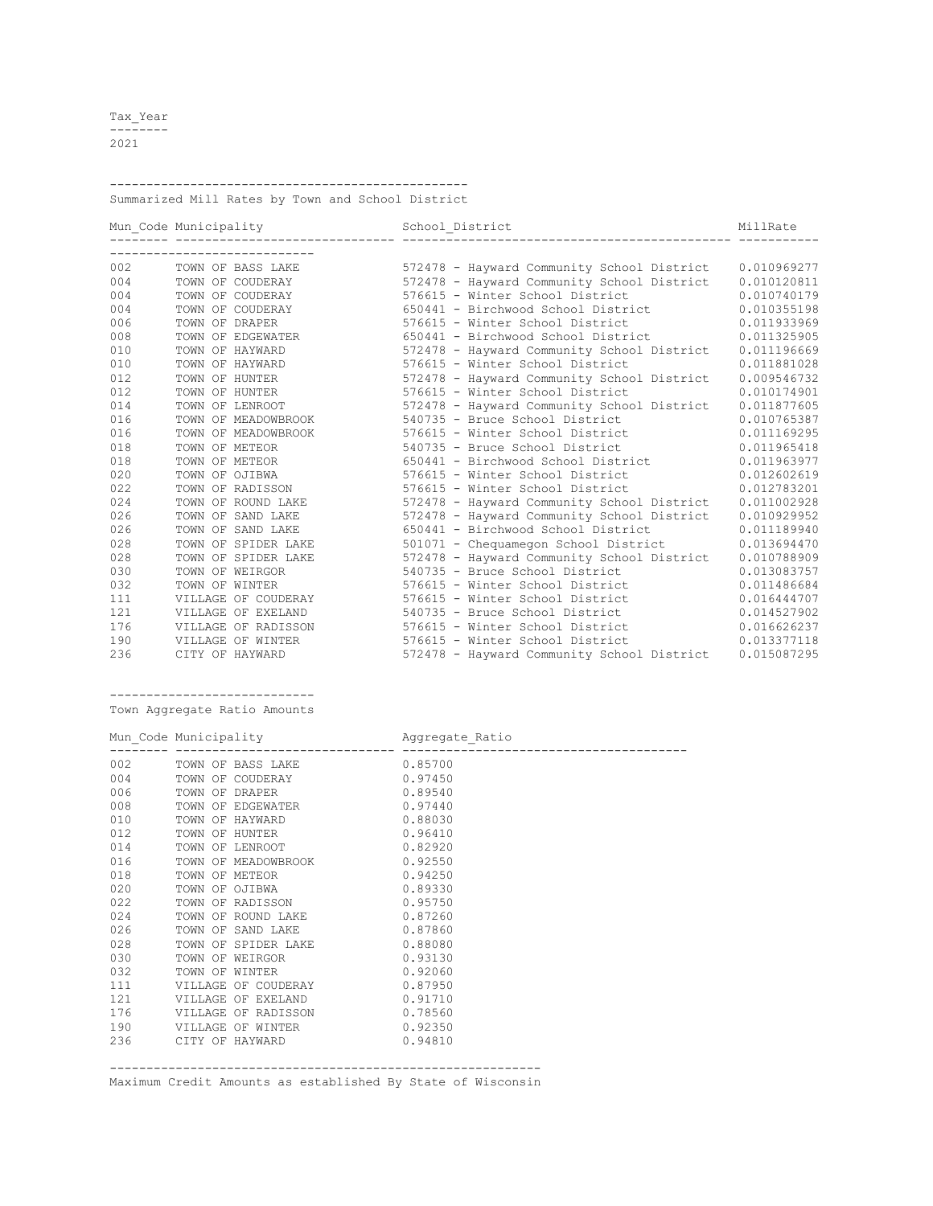| Tax_Year |
| --- |
| 2021 |

## Summarized Mill Rates by Town and School District

| Mun_Code | Municipality | School_District | MillRate |
| --- | --- | --- | --- |
| 002 | TOWN OF BASS LAKE | 572478 - Hayward Community School District | 0.010969277 |
| 004 | TOWN OF COUDERAY | 572478 - Hayward Community School District | 0.010120811 |
| 004 | TOWN OF COUDERAY | 576615 - Winter School District | 0.010740179 |
| 004 | TOWN OF COUDERAY | 650441 - Birchwood School District | 0.010355198 |
| 006 | TOWN OF DRAPER | 576615 - Winter School District | 0.011933969 |
| 008 | TOWN OF EDGEWATER | 650441 - Birchwood School District | 0.011325905 |
| 010 | TOWN OF HAYWARD | 572478 - Hayward Community School District | 0.011196669 |
| 010 | TOWN OF HAYWARD | 576615 - Winter School District | 0.011881028 |
| 012 | TOWN OF HUNTER | 572478 - Hayward Community School District | 0.009546732 |
| 012 | TOWN OF HUNTER | 576615 - Winter School District | 0.010174901 |
| 014 | TOWN OF LENROOT | 572478 - Hayward Community School District | 0.011877605 |
| 016 | TOWN OF MEADOWBROOK | 540735 - Bruce School District | 0.010765387 |
| 016 | TOWN OF MEADOWBROOK | 576615 - Winter School District | 0.011169295 |
| 018 | TOWN OF METEOR | 540735 - Bruce School District | 0.011965418 |
| 018 | TOWN OF METEOR | 650441 - Birchwood School District | 0.011963977 |
| 020 | TOWN OF OJIBWA | 576615 - Winter School District | 0.012602619 |
| 022 | TOWN OF RADISSON | 576615 - Winter School District | 0.012783201 |
| 024 | TOWN OF ROUND LAKE | 572478 - Hayward Community School District | 0.011002928 |
| 026 | TOWN OF SAND LAKE | 572478 - Hayward Community School District | 0.010929952 |
| 026 | TOWN OF SAND LAKE | 650441 - Birchwood School District | 0.011189940 |
| 028 | TOWN OF SPIDER LAKE | 501071 - Chequamegon School District | 0.013694470 |
| 028 | TOWN OF SPIDER LAKE | 572478 - Hayward Community School District | 0.010788909 |
| 030 | TOWN OF WEIRGOR | 540735 - Bruce School District | 0.013083757 |
| 032 | TOWN OF WINTER | 576615 - Winter School District | 0.011486684 |
| 111 | VILLAGE OF COUDERAY | 576615 - Winter School District | 0.016444707 |
| 121 | VILLAGE OF EXELAND | 540735 - Bruce School District | 0.014527902 |
| 176 | VILLAGE OF RADISSON | 576615 - Winter School District | 0.016626237 |
| 190 | VILLAGE OF WINTER | 576615 - Winter School District | 0.013377118 |
| 236 | CITY OF HAYWARD | 572478 - Hayward Community School District | 0.015087295 |

## Town Aggregate Ratio Amounts

| Mun_Code | Municipality | Aggregate_Ratio |
| --- | --- | --- |
| 002 | TOWN OF BASS LAKE | 0.85700 |
| 004 | TOWN OF COUDERAY | 0.97450 |
| 006 | TOWN OF DRAPER | 0.89540 |
| 008 | TOWN OF EDGEWATER | 0.97440 |
| 010 | TOWN OF HAYWARD | 0.88030 |
| 012 | TOWN OF HUNTER | 0.96410 |
| 014 | TOWN OF LENROOT | 0.82920 |
| 016 | TOWN OF MEADOWBROOK | 0.92550 |
| 018 | TOWN OF METEOR | 0.94250 |
| 020 | TOWN OF OJIBWA | 0.89330 |
| 022 | TOWN OF RADISSON | 0.95750 |
| 024 | TOWN OF ROUND LAKE | 0.87260 |
| 026 | TOWN OF SAND LAKE | 0.87860 |
| 028 | TOWN OF SPIDER LAKE | 0.88080 |
| 030 | TOWN OF WEIRGOR | 0.93130 |
| 032 | TOWN OF WINTER | 0.92060 |
| 111 | VILLAGE OF COUDERAY | 0.87950 |
| 121 | VILLAGE OF EXELAND | 0.91710 |
| 176 | VILLAGE OF RADISSON | 0.78560 |
| 190 | VILLAGE OF WINTER | 0.92350 |
| 236 | CITY OF HAYWARD | 0.94810 |

## Maximum Credit Amounts as established By State of Wisconsin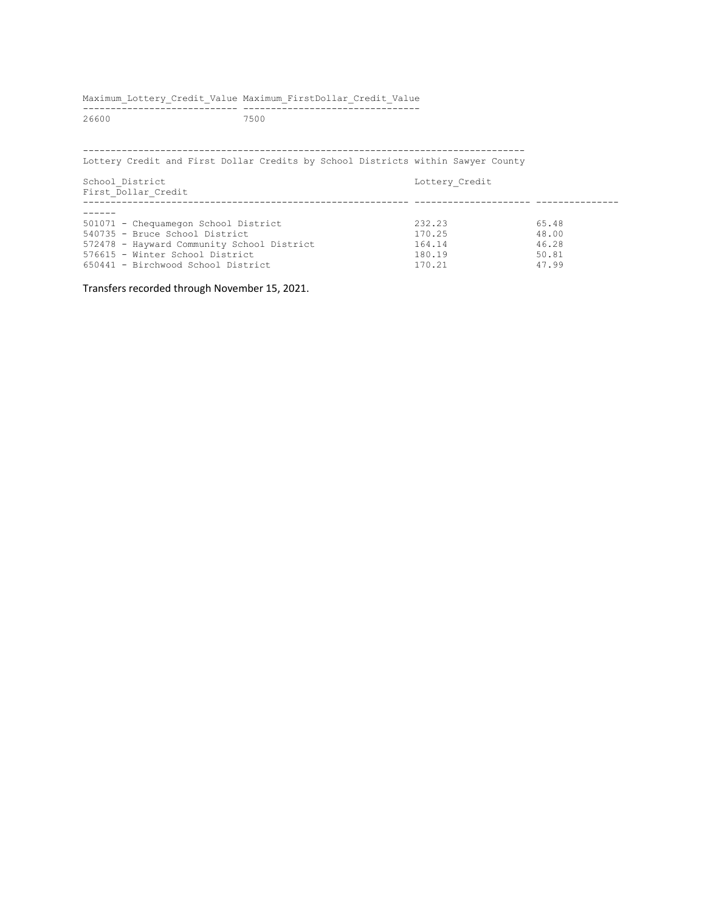| Maximum_Lottery_Credit_Value | Maximum_FirstDollar_Credit_Value |
|---|---|
| 26600 | 7500 |

Lottery Credit and First Dollar Credits by School Districts within Sawyer County

| School_District | Lottery_Credit | First_Dollar_Credit |
|---|---|---|
| 501071 - Chequamegon School District | 232.23 | 65.48 |
| 540735 - Bruce School District | 170.25 | 48.00 |
| 572478 - Hayward Community School District | 164.14 | 46.28 |
| 576615 - Winter School District | 180.19 | 50.81 |
| 650441 - Birchwood School District | 170.21 | 47.99 |

Transfers recorded through November 15, 2021.